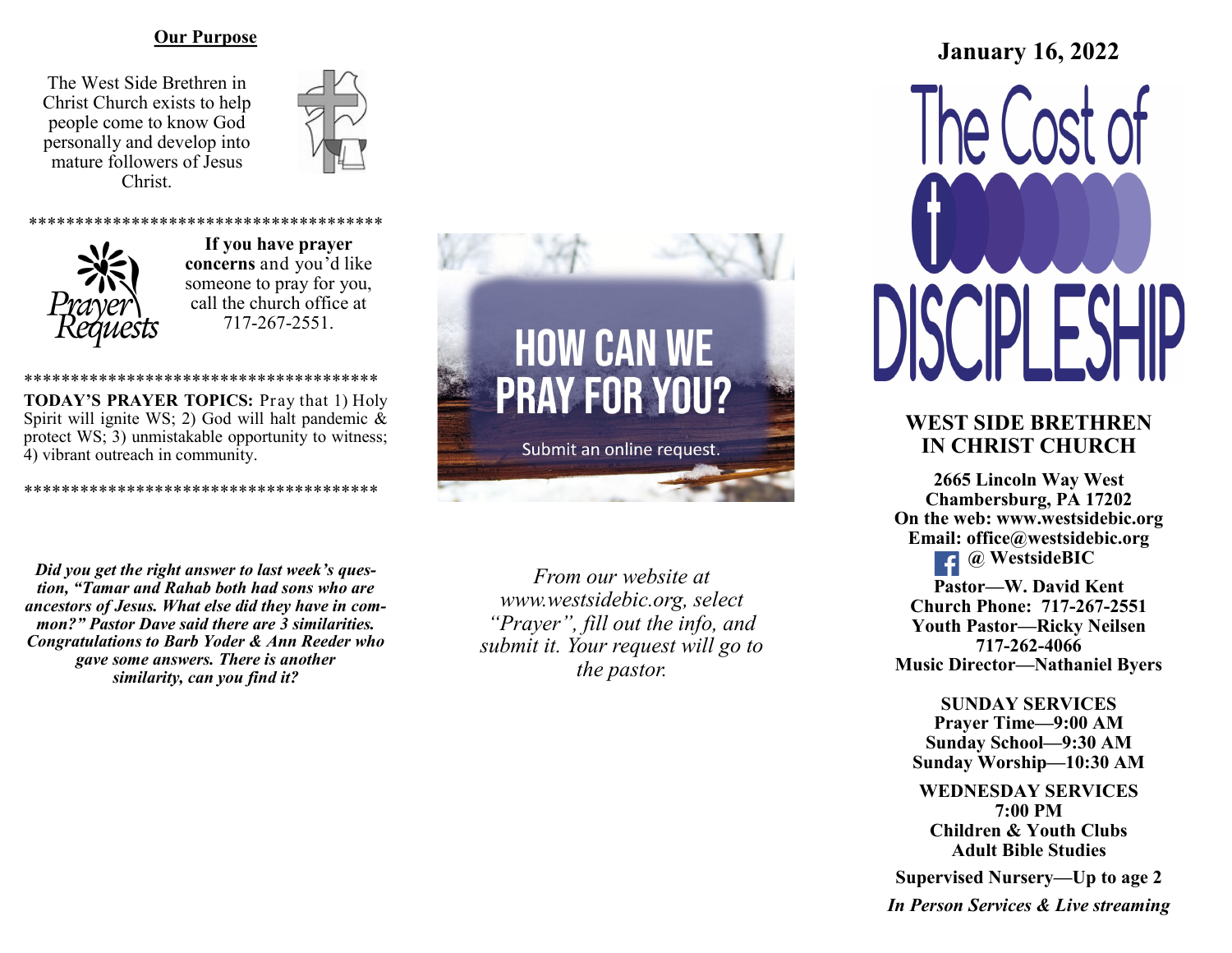## Our Purpose

The West Side Brethren in Christ Church exists to help people come to know God personally and develop into mature followers of Jesus Christ.

**************************************

**If you have prayer concerns** and you'd like someone to pray for you, call the church office at 717-267-2551.

**************************************

**TODAY'S PRAYER TOPICS:** Pray that 1) Holy Spirit will ignite WS; 2) God will halt pandemic & protect WS; 3) unmistakable opportunity to witness; 4) vibrant outreach in community.

**************************************

***Did you get the right answer to last week's question, "Tamar and Rahab both had sons who are ancestors of Jesus. What else did they have in common?" Pastor Dave said there are 3 similarities. Congratulations to Barb Yoder & Ann Reeder who gave some answers. There is another similarity, can you find it?***

**HOW CAN WE PRAY FOR YOU?**

Submit an online request.

*From our website at www.westsidebic.org, select "Prayer", fill out the info, and submit it. Your request will go to the pastor.*

**January 16, 2022**

# The Cost of DISCIPLESHIP

## WEST SIDE BRETHREN IN CHRIST CHURCH

**2665 Lincoln Way West**
**Chambersburg, PA 17202**
**On the web: www.westsidebic.org**
**Email: office@westsidebic.org**
**@ WestsideBIC**

**Pastor—W. David Kent**
**Church Phone: 717-267-2551**
**Youth Pastor—Ricky Neilsen**
**717-262-4066**
**Music Director—Nathaniel Byers**

**SUNDAY SERVICES**
**Prayer Time—9:00 AM**
**Sunday School—9:30 AM**
**Sunday Worship—10:30 AM**

**WEDNESDAY SERVICES**
**7:00 PM**
**Children & Youth Clubs**
**Adult Bible Studies**

**Supervised Nursery—Up to age 2**

***In Person Services & Live streaming***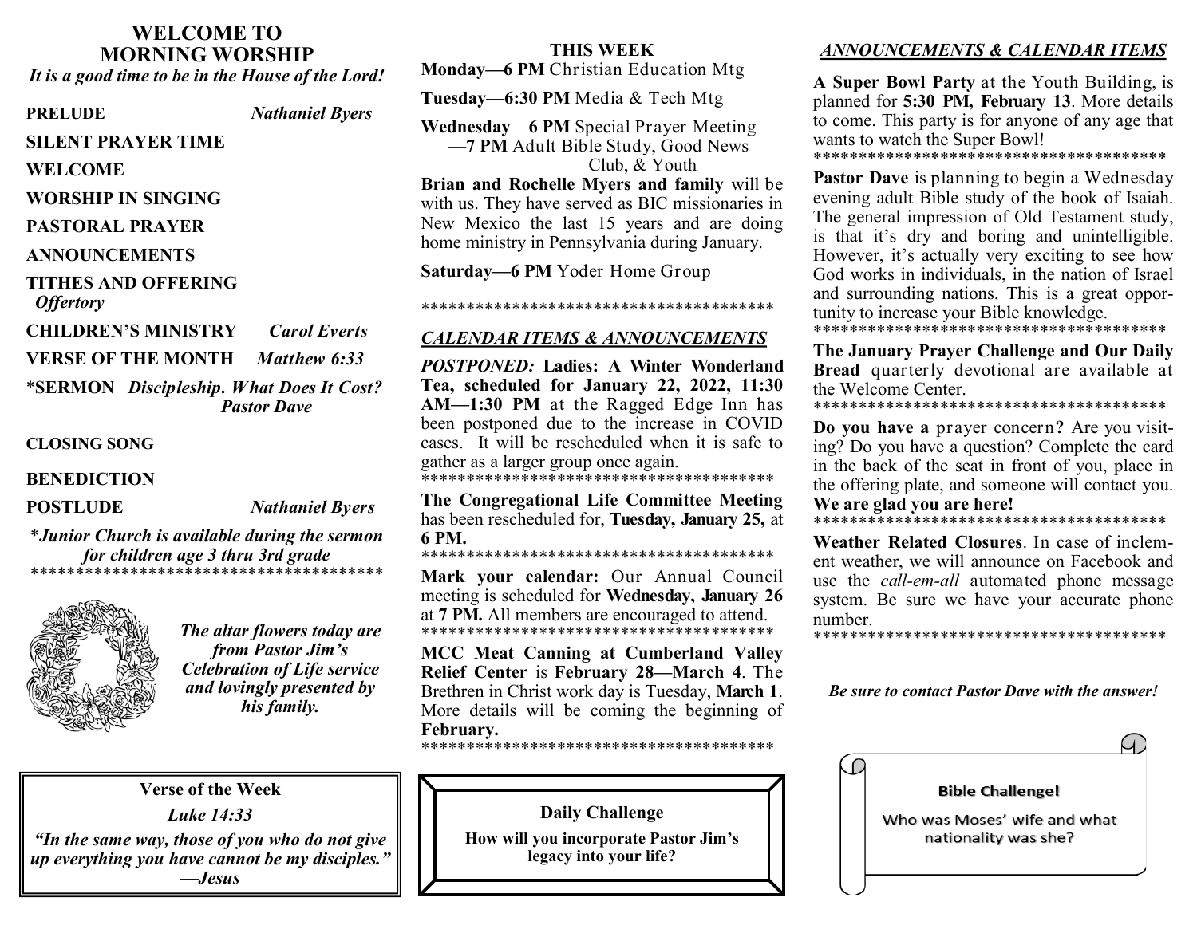## WELCOME TO MORNING WORSHIP

***It is a good time to be in the House of the Lord!***

**PRELUDE** *Nathaniel Byers*

**SILENT PRAYER TIME**

**WELCOME**

**WORSHIP IN SINGING**

**PASTORAL PRAYER**

**ANNOUNCEMENTS**

**TITHES AND OFFERING**
*Offertory*

**CHILDREN'S MINISTRY** *Carol Everts*

**VERSE OF THE MONTH** *Matthew 6:33*

***SERMON** *Discipleship. What Does It Cost?*
*Pastor Dave*

**CLOSING SONG**

**BENEDICTION**

**POSTLUDE** *Nathaniel Byers*

****Junior Church is available during the sermon for children age 3 thru 3rd grade***

****************************************

***The altar flowers today are from Pastor Jim's Celebration of Life service and lovingly presented by his family.***

**Verse of the Week**

*Luke 14:33*

*"In the same way, those of you who do not give up everything you have cannot be my disciples." —Jesus*

## THIS WEEK

**Monday—6 PM** Christian Education Mtg

**Tuesday—6:30 PM** Media & Tech Mtg

**Wednesday—6 PM** Special Prayer Meeting
—**7 PM** Adult Bible Study, Good News Club, & Youth

**Brian and Rochelle Myers and family** will be with us. They have served as BIC missionaries in New Mexico the last 15 years and are doing home ministry in Pennsylvania during January.

**Saturday—6 PM** Yoder Home Group

****************************************

## *CALENDAR ITEMS & ANNOUNCEMENTS*

***POSTPONED:* Ladies: A Winter Wonderland Tea, scheduled for January 22, 2022, 11:30 AM—1:30 PM** at the Ragged Edge Inn has been postponed due to the increase in COVID cases. It will be rescheduled when it is safe to gather as a larger group once again.

****************************************

**The Congregational Life Committee Meeting** has been rescheduled for, **Tuesday, January 25,** at **6 PM.**

****************************************

**Mark your calendar:** Our Annual Council meeting is scheduled for **Wednesday, January 26** at **7 PM.** All members are encouraged to attend.

****************************************

**MCC Meat Canning at Cumberland Valley Relief Center** is **February 28—March 4**. The Brethren in Christ work day is Tuesday, **March 1**. More details will be coming the beginning of **February.**

****************************************

**Daily Challenge**

**How will you incorporate Pastor Jim's legacy into your life?**

## *ANNOUNCEMENTS & CALENDAR ITEMS*

**A Super Bowl Party** at the Youth Building, is planned for **5:30 PM, February 13**. More details to come. This party is for anyone of any age that wants to watch the Super Bowl!

****************************************

**Pastor Dave** is planning to begin a Wednesday evening adult Bible study of the book of Isaiah. The general impression of Old Testament study, is that it's dry and boring and unintelligible. However, it's actually very exciting to see how God works in individuals, in the nation of Israel and surrounding nations. This is a great opportunity to increase your Bible knowledge.

****************************************

**The January Prayer Challenge and Our Daily Bread** quarterly devotional are available at the Welcome Center.

****************************************

**Do you have a** prayer concern**?** Are you visiting? Do you have a question? Complete the card in the back of the seat in front of you, place in the offering plate, and someone will contact you. **We are glad you are here!**

****************************************

**Weather Related Closures**. In case of inclement weather, we will announce on Facebook and use the *call-em-all* automated phone message system. Be sure we have your accurate phone number.

****************************************

***Be sure to contact Pastor Dave with the answer!***

**Bible Challenge!**

Who was Moses' wife and what nationality was she?